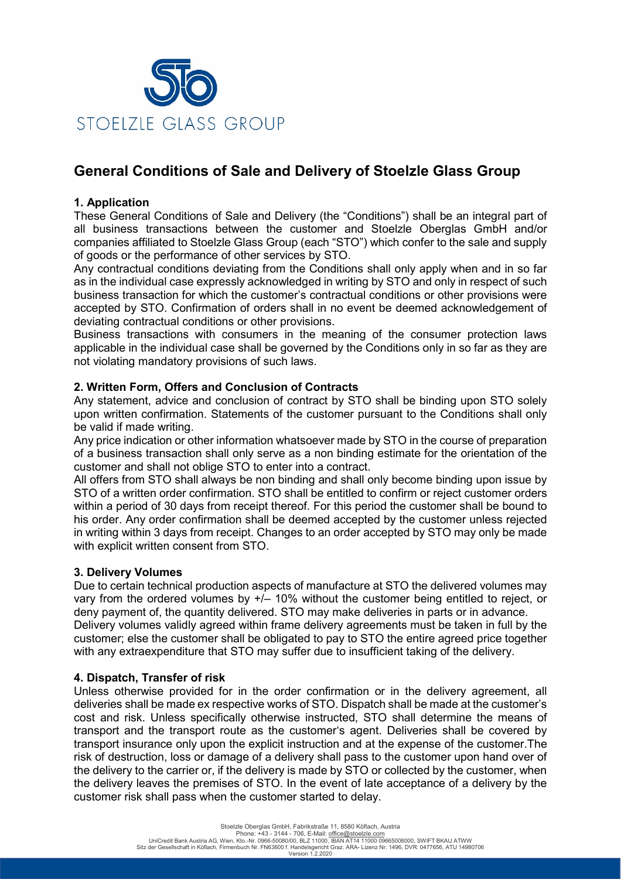# General Conditions of Sale and Delivery of Stoelzle Glass Group

## 1. Application

These General Conditions of Sale and Delivery (the "Conditions") shall be an integral part of all business transactions between the customer and Stoelzle Oberglas GmbH and/or companies affiliated to Stoelzle Glass Group (each "STO") which confer to the sale and supply of goods or the performance of other services by STO.

Any contractual conditions deviating from the Conditions shall only apply when and in so far as in the individual case expressly acknowledged in writing by STO and only in respect of such business transaction for which the customer's contractual conditions or other provisions were accepted by STO. Confirmation of orders shall in no event be deemed acknowledgement of deviating contractual conditions or other provisions.

Business transactions with consumers in the meaning of the consumer protection laws applicable in the individual case shall be governed by the Conditions only in so far as they are not violating mandatory provisions of such laws.

## 2. Written Form, Offers and Conclusion of Contracts

Any statement, advice and conclusion of contract by STO shall be binding upon STO solely upon written confirmation. Statements of the customer pursuant to the Conditions shall only be valid if made writing.

Any price indication or other information whatsoever made by STO in the course of preparation of a business transaction shall only serve as a non binding estimate for the orientation of the customer and shall not oblige STO to enter into a contract.

All offers from STO shall always be non binding and shall only become binding upon issue by STO of a written order confirmation. STO shall be entitled to confirm or reject customer orders within a period of 30 days from receipt thereof. For this period the customer shall be bound to his order. Any order confirmation shall be deemed accepted by the customer unless rejected in writing within 3 days from receipt. Changes to an order accepted by STO may only be made with explicit written consent from STO.

## 3. Delivery Volumes

Due to certain technical production aspects of manufacture at STO the delivered volumes may vary from the ordered volumes by +/– 10% without the customer being entitled to reject, or deny payment of, the quantity delivered. STO may make deliveries in parts or in advance.

Delivery volumes validly agreed within frame delivery agreements must be taken in full by the customer; else the customer shall be obligated to pay to STO the entire agreed price together with any extraexpenditure that STO may suffer due to insufficient taking of the delivery.

## 4. Dispatch, Transfer of risk

Unless otherwise provided for in the order confirmation or in the delivery agreement, all deliveries shall be made ex respective works of STO. Dispatch shall be made at the customer's cost and risk. Unless specifically otherwise instructed, STO shall determine the means of transport and the transport route as the customer's agent. Deliveries shall be covered by transport insurance only upon the explicit instruction and at the expense of the customer.The risk of destruction, loss or damage of a delivery shall pass to the customer upon hand over of the delivery to the carrier or, if the delivery is made by STO or collected by the customer, when the delivery leaves the premises of STO. In the event of late acceptance of a delivery by the customer risk shall pass when the customer started to delay.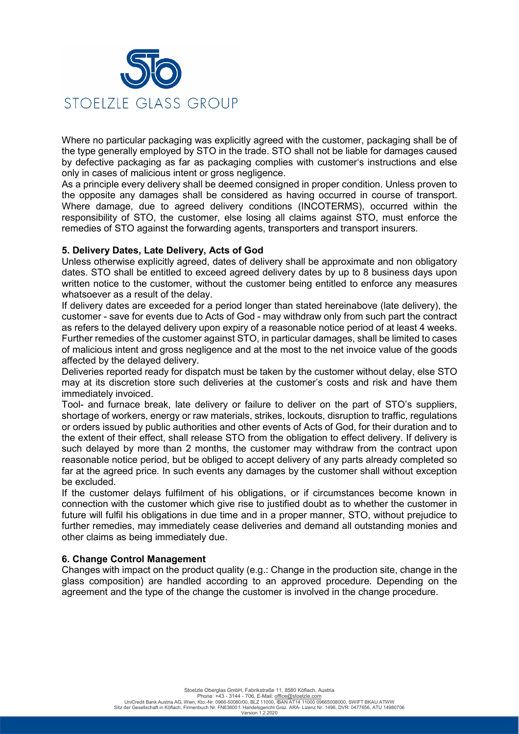Where no particular packaging was explicitly agreed with the customer, packaging shall be of the type generally employed by STO in the trade. STO shall not be liable for damages caused by defective packaging as far as packaging complies with customer's instructions and else only in cases of malicious intent or gross negligence.

As a principle every delivery shall be deemed consigned in proper condition. Unless proven to the opposite any damages shall be considered as having occurred in course of transport. Where damage, due to agreed delivery conditions (INCOTERMS), occurred within the responsibility of STO, the customer, else losing all claims against STO, must enforce the remedies of STO against the forwarding agents, transporters and transport insurers.

**5. Delivery Dates, Late Delivery, Acts of God**

Unless otherwise explicitly agreed, dates of delivery shall be approximate and non obligatory dates. STO shall be entitled to exceed agreed delivery dates by up to 8 business days upon written notice to the customer, without the customer being entitled to enforce any measures whatsoever as a result of the delay.

If delivery dates are exceeded for a period longer than stated hereinabove (late delivery), the customer - save for events due to Acts of God - may withdraw only from such part the contract as refers to the delayed delivery upon expiry of a reasonable notice period of at least 4 weeks. Further remedies of the customer against STO, in particular damages, shall be limited to cases of malicious intent and gross negligence and at the most to the net invoice value of the goods affected by the delayed delivery.

Deliveries reported ready for dispatch must be taken by the customer without delay, else STO may at its discretion store such deliveries at the customer's costs and risk and have them immediately invoiced.

Tool- and furnace break, late delivery or failure to deliver on the part of STO's suppliers, shortage of workers, energy or raw materials, strikes, lockouts, disruption to traffic, regulations or orders issued by public authorities and other events of Acts of God, for their duration and to the extent of their effect, shall release STO from the obligation to effect delivery. If delivery is such delayed by more than 2 months, the customer may withdraw from the contract upon reasonable notice period, but be obliged to accept delivery of any parts already completed so far at the agreed price. In such events any damages by the customer shall without exception be excluded.

If the customer delays fulfilment of his obligations, or if circumstances become known in connection with the customer which give rise to justified doubt as to whether the customer in future will fulfil his obligations in due time and in a proper manner, STO, without prejudice to further remedies, may immediately cease deliveries and demand all outstanding monies and other claims as being immediately due.

**6. Change Control Management**

Changes with impact on the product quality (e.g.: Change in the production site, change in the glass composition) are handled according to an approved procedure. Depending on the agreement and the type of the change the customer is involved in the change procedure.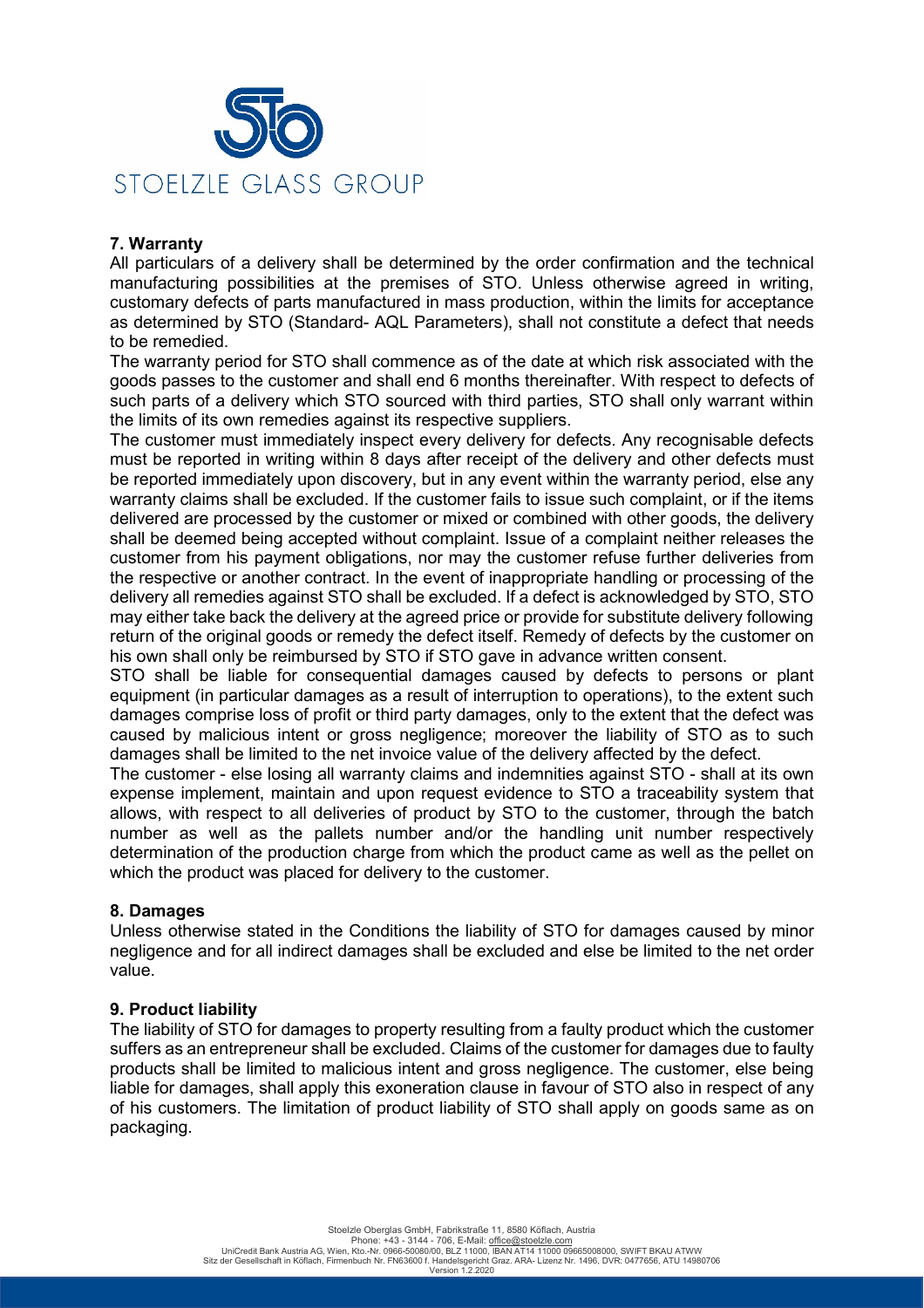## 7. Warranty

All particulars of a delivery shall be determined by the order confirmation and the technical manufacturing possibilities at the premises of STO. Unless otherwise agreed in writing, customary defects of parts manufactured in mass production, within the limits for acceptance as determined by STO (Standard- AQL Parameters), shall not constitute a defect that needs to be remedied.

The warranty period for STO shall commence as of the date at which risk associated with the goods passes to the customer and shall end 6 months thereinafter. With respect to defects of such parts of a delivery which STO sourced with third parties, STO shall only warrant within the limits of its own remedies against its respective suppliers.

The customer must immediately inspect every delivery for defects. Any recognisable defects must be reported in writing within 8 days after receipt of the delivery and other defects must be reported immediately upon discovery, but in any event within the warranty period, else any warranty claims shall be excluded. If the customer fails to issue such complaint, or if the items delivered are processed by the customer or mixed or combined with other goods, the delivery shall be deemed being accepted without complaint. Issue of a complaint neither releases the customer from his payment obligations, nor may the customer refuse further deliveries from the respective or another contract. In the event of inappropriate handling or processing of the delivery all remedies against STO shall be excluded. If a defect is acknowledged by STO, STO may either take back the delivery at the agreed price or provide for substitute delivery following return of the original goods or remedy the defect itself. Remedy of defects by the customer on his own shall only be reimbursed by STO if STO gave in advance written consent.

STO shall be liable for consequential damages caused by defects to persons or plant equipment (in particular damages as a result of interruption to operations), to the extent such damages comprise loss of profit or third party damages, only to the extent that the defect was caused by malicious intent or gross negligence; moreover the liability of STO as to such damages shall be limited to the net invoice value of the delivery affected by the defect.

The customer - else losing all warranty claims and indemnities against STO - shall at its own expense implement, maintain and upon request evidence to STO a traceability system that allows, with respect to all deliveries of product by STO to the customer, through the batch number as well as the pallets number and/or the handling unit number respectively determination of the production charge from which the product came as well as the pellet on which the product was placed for delivery to the customer.

## 8. Damages

Unless otherwise stated in the Conditions the liability of STO for damages caused by minor negligence and for all indirect damages shall be excluded and else be limited to the net order value.

## 9. Product liability

The liability of STO for damages to property resulting from a faulty product which the customer suffers as an entrepreneur shall be excluded. Claims of the customer for damages due to faulty products shall be limited to malicious intent and gross negligence. The customer, else being liable for damages, shall apply this exoneration clause in favour of STO also in respect of any of his customers. The limitation of product liability of STO shall apply on goods same as on packaging.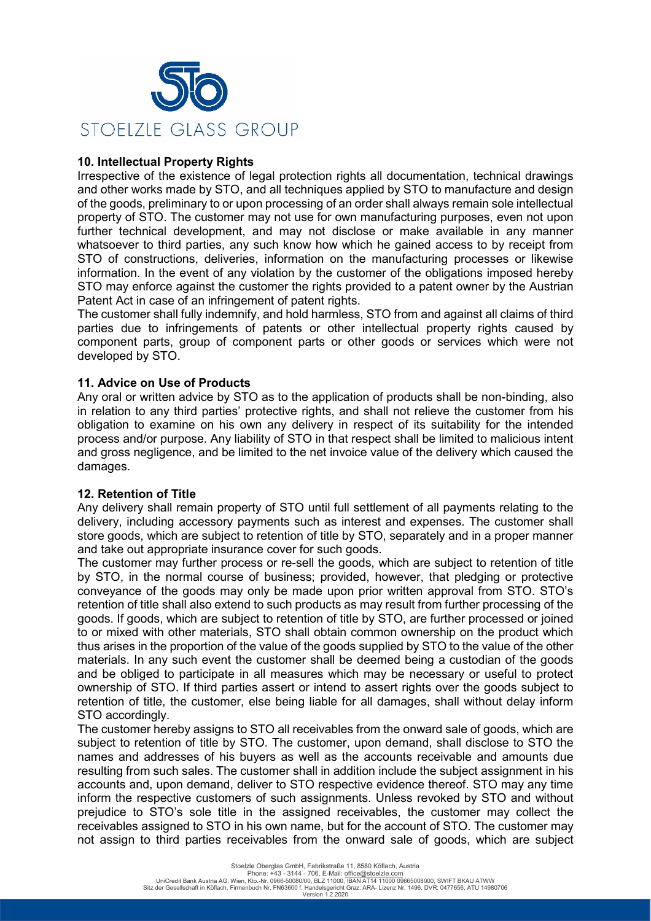## 10. Intellectual Property Rights

Irrespective of the existence of legal protection rights all documentation, technical drawings and other works made by STO, and all techniques applied by STO to manufacture and design of the goods, preliminary to or upon processing of an order shall always remain sole intellectual property of STO. The customer may not use for own manufacturing purposes, even not upon further technical development, and may not disclose or make available in any manner whatsoever to third parties, any such know how which he gained access to by receipt from STO of constructions, deliveries, information on the manufacturing processes or likewise information. In the event of any violation by the customer of the obligations imposed hereby STO may enforce against the customer the rights provided to a patent owner by the Austrian Patent Act in case of an infringement of patent rights.

The customer shall fully indemnify, and hold harmless, STO from and against all claims of third parties due to infringements of patents or other intellectual property rights caused by component parts, group of component parts or other goods or services which were not developed by STO.

## 11. Advice on Use of Products

Any oral or written advice by STO as to the application of products shall be non-binding, also in relation to any third parties' protective rights, and shall not relieve the customer from his obligation to examine on his own any delivery in respect of its suitability for the intended process and/or purpose. Any liability of STO in that respect shall be limited to malicious intent and gross negligence, and be limited to the net invoice value of the delivery which caused the damages.

## 12. Retention of Title

Any delivery shall remain property of STO until full settlement of all payments relating to the delivery, including accessory payments such as interest and expenses. The customer shall store goods, which are subject to retention of title by STO, separately and in a proper manner and take out appropriate insurance cover for such goods.

The customer may further process or re-sell the goods, which are subject to retention of title by STO, in the normal course of business; provided, however, that pledging or protective conveyance of the goods may only be made upon prior written approval from STO. STO's retention of title shall also extend to such products as may result from further processing of the goods. If goods, which are subject to retention of title by STO, are further processed or joined to or mixed with other materials, STO shall obtain common ownership on the product which thus arises in the proportion of the value of the goods supplied by STO to the value of the other materials. In any such event the customer shall be deemed being a custodian of the goods and be obliged to participate in all measures which may be necessary or useful to protect ownership of STO. If third parties assert or intend to assert rights over the goods subject to retention of title, the customer, else being liable for all damages, shall without delay inform STO accordingly.

The customer hereby assigns to STO all receivables from the onward sale of goods, which are subject to retention of title by STO. The customer, upon demand, shall disclose to STO the names and addresses of his buyers as well as the accounts receivable and amounts due resulting from such sales. The customer shall in addition include the subject assignment in his accounts and, upon demand, deliver to STO respective evidence thereof. STO may any time inform the respective customers of such assignments. Unless revoked by STO and without prejudice to STO's sole title in the assigned receivables, the customer may collect the receivables assigned to STO in his own name, but for the account of STO. The customer may not assign to third parties receivables from the onward sale of goods, which are subject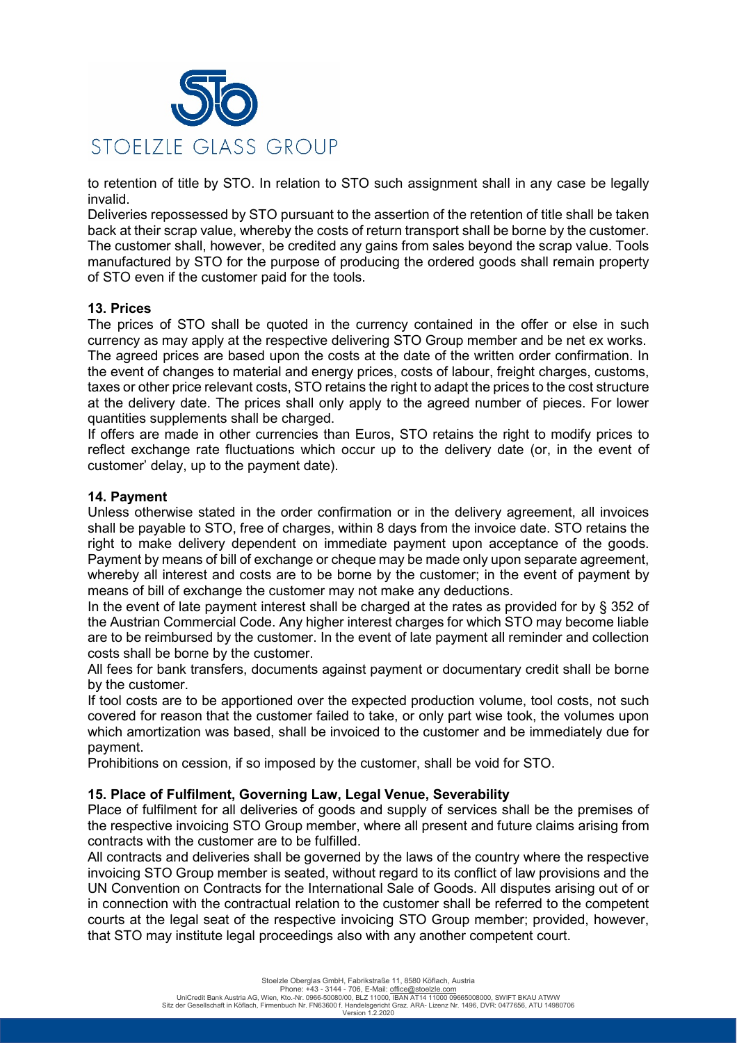to retention of title by STO. In relation to STO such assignment shall in any case be legally invalid.

Deliveries repossessed by STO pursuant to the assertion of the retention of title shall be taken back at their scrap value, whereby the costs of return transport shall be borne by the customer. The customer shall, however, be credited any gains from sales beyond the scrap value. Tools manufactured by STO for the purpose of producing the ordered goods shall remain property of STO even if the customer paid for the tools.

### 13. Prices

The prices of STO shall be quoted in the currency contained in the offer or else in such currency as may apply at the respective delivering STO Group member and be net ex works.

The agreed prices are based upon the costs at the date of the written order confirmation. In the event of changes to material and energy prices, costs of labour, freight charges, customs, taxes or other price relevant costs, STO retains the right to adapt the prices to the cost structure at the delivery date. The prices shall only apply to the agreed number of pieces. For lower quantities supplements shall be charged.

If offers are made in other currencies than Euros, STO retains the right to modify prices to reflect exchange rate fluctuations which occur up to the delivery date (or, in the event of customer' delay, up to the payment date).

### 14. Payment

Unless otherwise stated in the order confirmation or in the delivery agreement, all invoices shall be payable to STO, free of charges, within 8 days from the invoice date. STO retains the right to make delivery dependent on immediate payment upon acceptance of the goods. Payment by means of bill of exchange or cheque may be made only upon separate agreement, whereby all interest and costs are to be borne by the customer; in the event of payment by means of bill of exchange the customer may not make any deductions.

In the event of late payment interest shall be charged at the rates as provided for by § 352 of the Austrian Commercial Code. Any higher interest charges for which STO may become liable are to be reimbursed by the customer. In the event of late payment all reminder and collection costs shall be borne by the customer.

All fees for bank transfers, documents against payment or documentary credit shall be borne by the customer.

If tool costs are to be apportioned over the expected production volume, tool costs, not such covered for reason that the customer failed to take, or only part wise took, the volumes upon which amortization was based, shall be invoiced to the customer and be immediately due for payment.

Prohibitions on cession, if so imposed by the customer, shall be void for STO.

### 15. Place of Fulfilment, Governing Law, Legal Venue, Severability

Place of fulfilment for all deliveries of goods and supply of services shall be the premises of the respective invoicing STO Group member, where all present and future claims arising from contracts with the customer are to be fulfilled.

All contracts and deliveries shall be governed by the laws of the country where the respective invoicing STO Group member is seated, without regard to its conflict of law provisions and the UN Convention on Contracts for the International Sale of Goods. All disputes arising out of or in connection with the contractual relation to the customer shall be referred to the competent courts at the legal seat of the respective invoicing STO Group member; provided, however, that STO may institute legal proceedings also with any another competent court.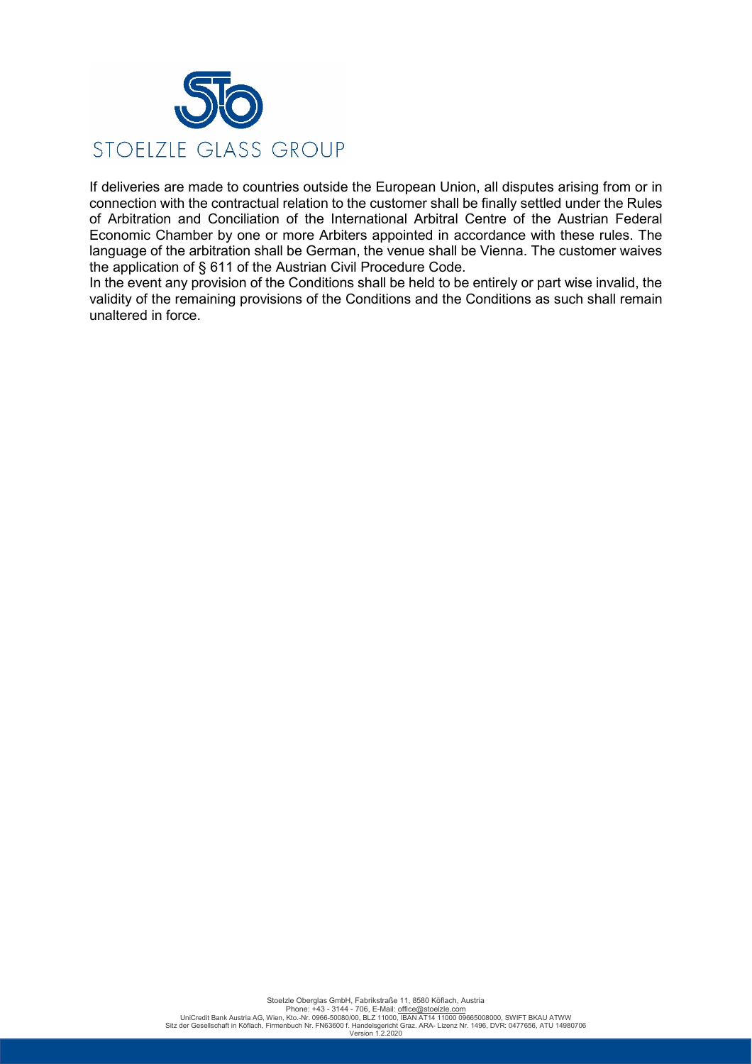If deliveries are made to countries outside the European Union, all disputes arising from or in connection with the contractual relation to the customer shall be finally settled under the Rules of Arbitration and Conciliation of the International Arbitral Centre of the Austrian Federal Economic Chamber by one or more Arbiters appointed in accordance with these rules. The language of the arbitration shall be German, the venue shall be Vienna. The customer waives the application of § 611 of the Austrian Civil Procedure Code.

In the event any provision of the Conditions shall be held to be entirely or part wise invalid, the validity of the remaining provisions of the Conditions and the Conditions as such shall remain unaltered in force.